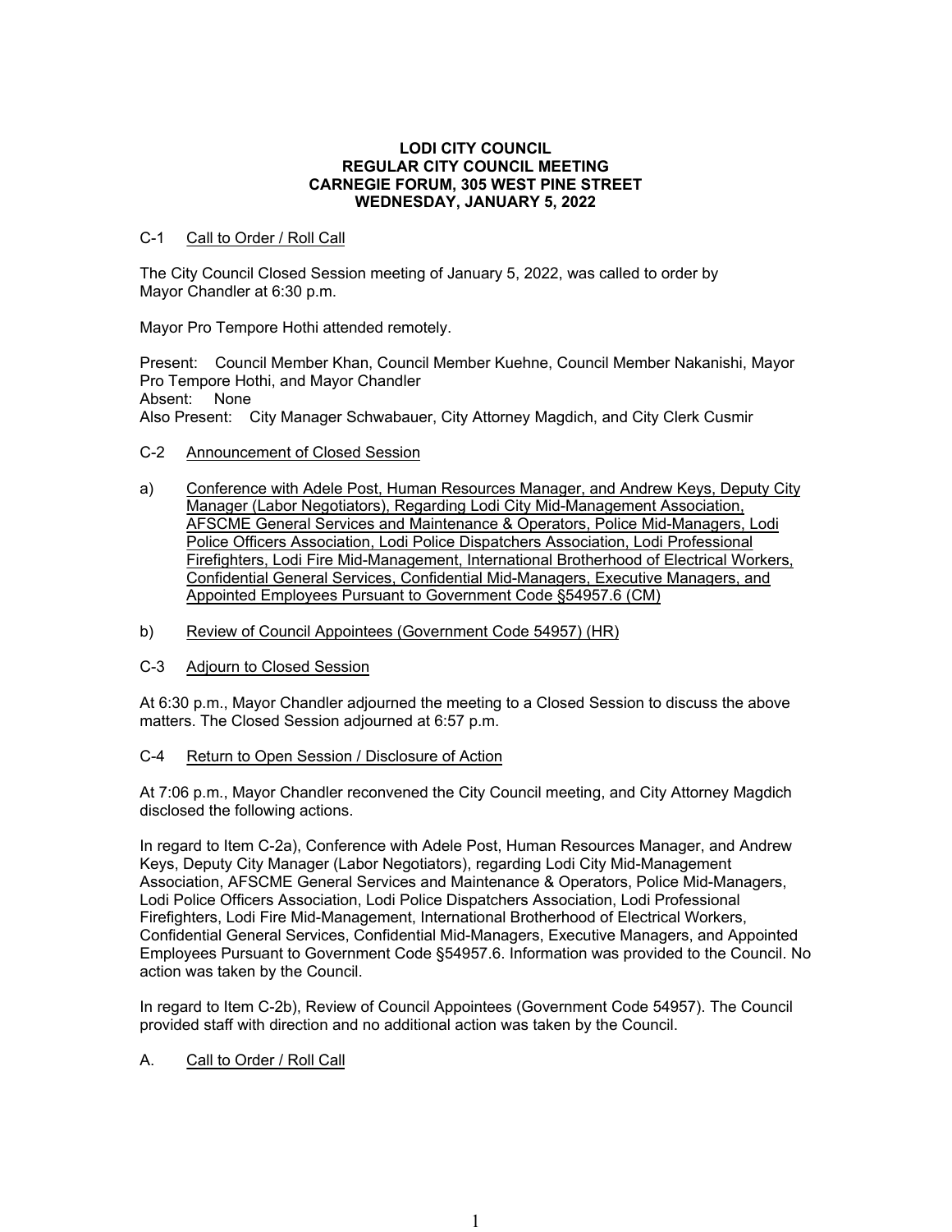**LODI CITY COUNCIL**
**REGULAR CITY COUNCIL MEETING**
**CARNEGIE FORUM, 305 WEST PINE STREET**
**WEDNESDAY, JANUARY 5, 2022**

C-1 Call to Order / Roll Call

The City Council Closed Session meeting of January 5, 2022, was called to order by Mayor Chandler at 6:30 p.m.

Mayor Pro Tempore Hothi attended remotely.

Present: Council Member Khan, Council Member Kuehne, Council Member Nakanishi, Mayor Pro Tempore Hothi, and Mayor Chandler
Absent: None
Also Present: City Manager Schwabauer, City Attorney Magdich, and City Clerk Cusmir

C-2 Announcement of Closed Session

a) Conference with Adele Post, Human Resources Manager, and Andrew Keys, Deputy City Manager (Labor Negotiators), Regarding Lodi City Mid-Management Association, AFSCME General Services and Maintenance & Operators, Police Mid-Managers, Lodi Police Officers Association, Lodi Police Dispatchers Association, Lodi Professional Firefighters, Lodi Fire Mid-Management, International Brotherhood of Electrical Workers, Confidential General Services, Confidential Mid-Managers, Executive Managers, and Appointed Employees Pursuant to Government Code §54957.6 (CM)

b) Review of Council Appointees (Government Code 54957) (HR)

C-3 Adjourn to Closed Session

At 6:30 p.m., Mayor Chandler adjourned the meeting to a Closed Session to discuss the above matters. The Closed Session adjourned at 6:57 p.m.

C-4 Return to Open Session / Disclosure of Action

At 7:06 p.m., Mayor Chandler reconvened the City Council meeting, and City Attorney Magdich disclosed the following actions.

In regard to Item C-2a), Conference with Adele Post, Human Resources Manager, and Andrew Keys, Deputy City Manager (Labor Negotiators), regarding Lodi City Mid-Management Association, AFSCME General Services and Maintenance & Operators, Police Mid-Managers, Lodi Police Officers Association, Lodi Police Dispatchers Association, Lodi Professional Firefighters, Lodi Fire Mid-Management, International Brotherhood of Electrical Workers, Confidential General Services, Confidential Mid-Managers, Executive Managers, and Appointed Employees Pursuant to Government Code §54957.6. Information was provided to the Council. No action was taken by the Council.

In regard to Item C-2b), Review of Council Appointees (Government Code 54957). The Council provided staff with direction and no additional action was taken by the Council.

A. Call to Order / Roll Call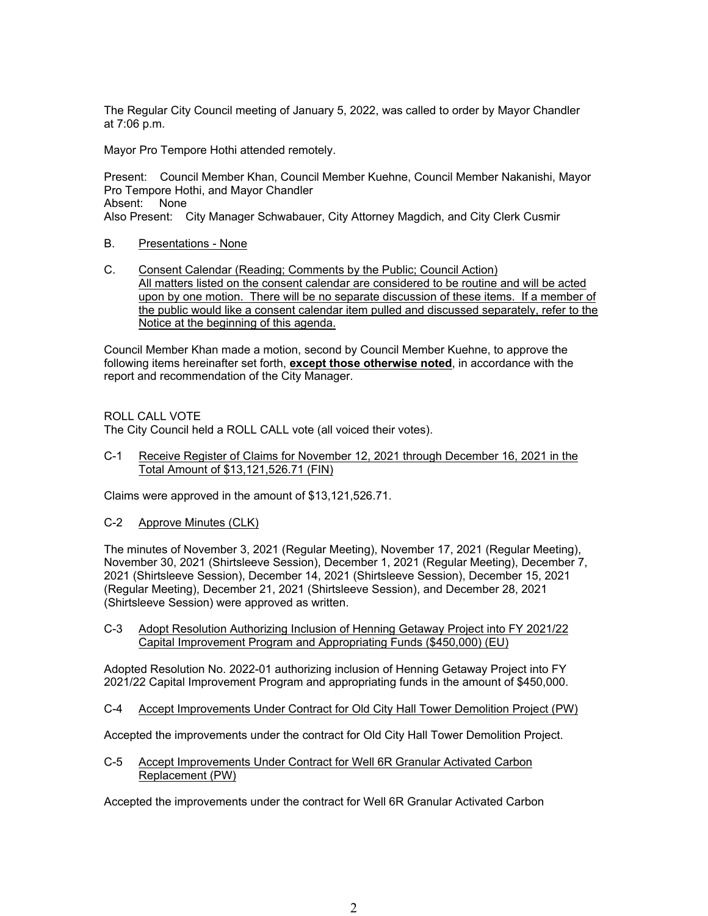The Regular City Council meeting of January 5, 2022, was called to order by Mayor Chandler at 7:06 p.m.

Mayor Pro Tempore Hothi attended remotely.

Present: Council Member Khan, Council Member Kuehne, Council Member Nakanishi, Mayor Pro Tempore Hothi, and Mayor Chandler
Absent: None
Also Present: City Manager Schwabauer, City Attorney Magdich, and City Clerk Cusmir

B. Presentations - None

C. Consent Calendar (Reading; Comments by the Public; Council Action)
All matters listed on the consent calendar are considered to be routine and will be acted upon by one motion. There will be no separate discussion of these items. If a member of the public would like a consent calendar item pulled and discussed separately, refer to the Notice at the beginning of this agenda.

Council Member Khan made a motion, second by Council Member Kuehne, to approve the following items hereinafter set forth, **except those otherwise noted**, in accordance with the report and recommendation of the City Manager.

ROLL CALL VOTE
The City Council held a ROLL CALL vote (all voiced their votes).

C-1 Receive Register of Claims for November 12, 2021 through December 16, 2021 in the Total Amount of $13,121,526.71 (FIN)

Claims were approved in the amount of $13,121,526.71.

C-2 Approve Minutes (CLK)

The minutes of November 3, 2021 (Regular Meeting), November 17, 2021 (Regular Meeting), November 30, 2021 (Shirtsleeve Session), December 1, 2021 (Regular Meeting), December 7, 2021 (Shirtsleeve Session), December 14, 2021 (Shirtsleeve Session), December 15, 2021 (Regular Meeting), December 21, 2021 (Shirtsleeve Session), and December 28, 2021 (Shirtsleeve Session) were approved as written.

C-3 Adopt Resolution Authorizing Inclusion of Henning Getaway Project into FY 2021/22 Capital Improvement Program and Appropriating Funds ($450,000) (EU)

Adopted Resolution No. 2022-01 authorizing inclusion of Henning Getaway Project into FY 2021/22 Capital Improvement Program and appropriating funds in the amount of $450,000.

C-4 Accept Improvements Under Contract for Old City Hall Tower Demolition Project (PW)

Accepted the improvements under the contract for Old City Hall Tower Demolition Project.

C-5 Accept Improvements Under Contract for Well 6R Granular Activated Carbon Replacement (PW)

Accepted the improvements under the contract for Well 6R Granular Activated Carbon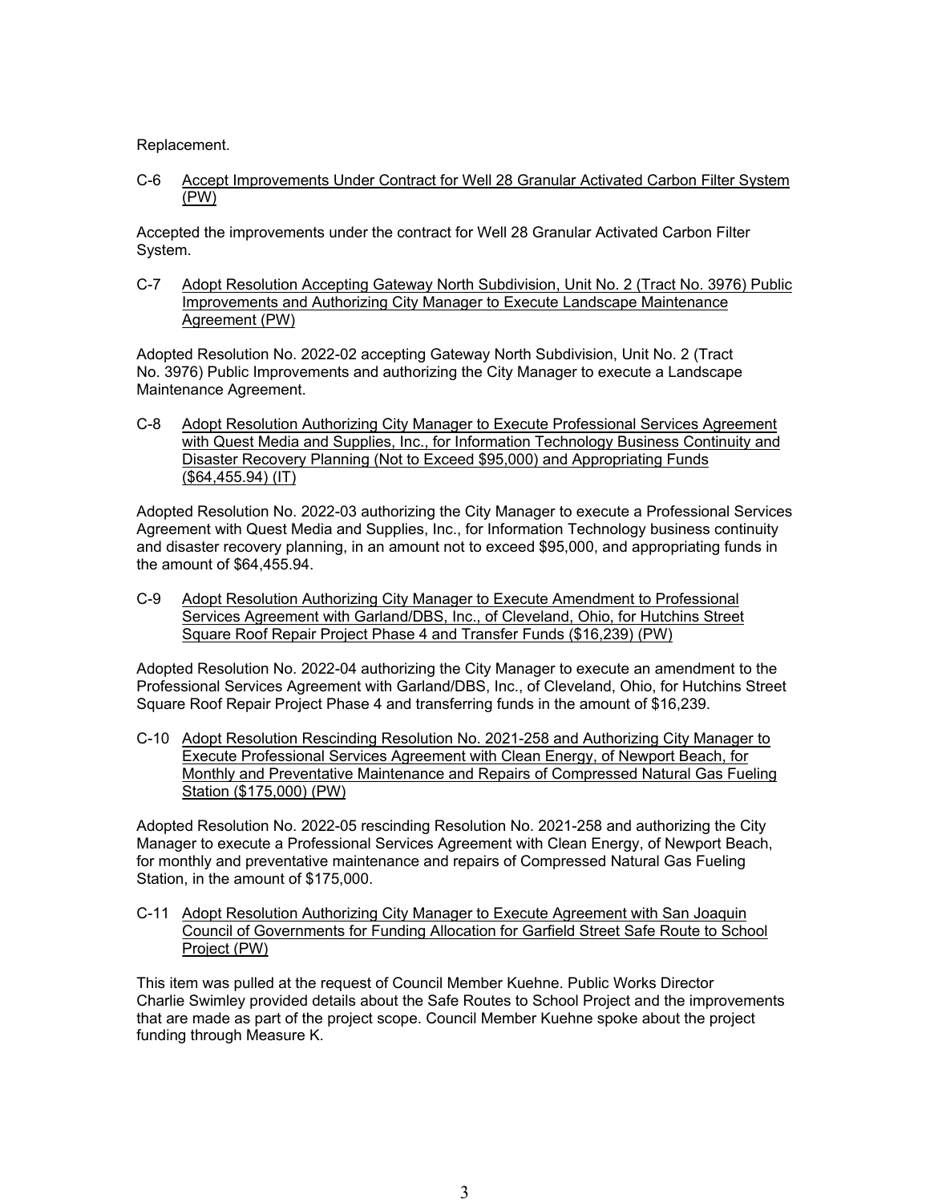Replacement.

C-6 Accept Improvements Under Contract for Well 28 Granular Activated Carbon Filter System (PW)

Accepted the improvements under the contract for Well 28 Granular Activated Carbon Filter System.

C-7 Adopt Resolution Accepting Gateway North Subdivision, Unit No. 2 (Tract No. 3976) Public Improvements and Authorizing City Manager to Execute Landscape Maintenance Agreement (PW)

Adopted Resolution No. 2022-02 accepting Gateway North Subdivision, Unit No. 2 (Tract No. 3976) Public Improvements and authorizing the City Manager to execute a Landscape Maintenance Agreement.

C-8 Adopt Resolution Authorizing City Manager to Execute Professional Services Agreement with Quest Media and Supplies, Inc., for Information Technology Business Continuity and Disaster Recovery Planning (Not to Exceed $95,000) and Appropriating Funds ($64,455.94) (IT)

Adopted Resolution No. 2022-03 authorizing the City Manager to execute a Professional Services Agreement with Quest Media and Supplies, Inc., for Information Technology business continuity and disaster recovery planning, in an amount not to exceed $95,000, and appropriating funds in the amount of $64,455.94.

C-9 Adopt Resolution Authorizing City Manager to Execute Amendment to Professional Services Agreement with Garland/DBS, Inc., of Cleveland, Ohio, for Hutchins Street Square Roof Repair Project Phase 4 and Transfer Funds ($16,239) (PW)

Adopted Resolution No. 2022-04 authorizing the City Manager to execute an amendment to the Professional Services Agreement with Garland/DBS, Inc., of Cleveland, Ohio, for Hutchins Street Square Roof Repair Project Phase 4 and transferring funds in the amount of $16,239.

C-10 Adopt Resolution Rescinding Resolution No. 2021-258 and Authorizing City Manager to Execute Professional Services Agreement with Clean Energy, of Newport Beach, for Monthly and Preventative Maintenance and Repairs of Compressed Natural Gas Fueling Station ($175,000) (PW)

Adopted Resolution No. 2022-05 rescinding Resolution No. 2021-258 and authorizing the City Manager to execute a Professional Services Agreement with Clean Energy, of Newport Beach, for monthly and preventative maintenance and repairs of Compressed Natural Gas Fueling Station, in the amount of $175,000.

C-11 Adopt Resolution Authorizing City Manager to Execute Agreement with San Joaquin Council of Governments for Funding Allocation for Garfield Street Safe Route to School Project (PW)

This item was pulled at the request of Council Member Kuehne. Public Works Director Charlie Swimley provided details about the Safe Routes to School Project and the improvements that are made as part of the project scope. Council Member Kuehne spoke about the project funding through Measure K.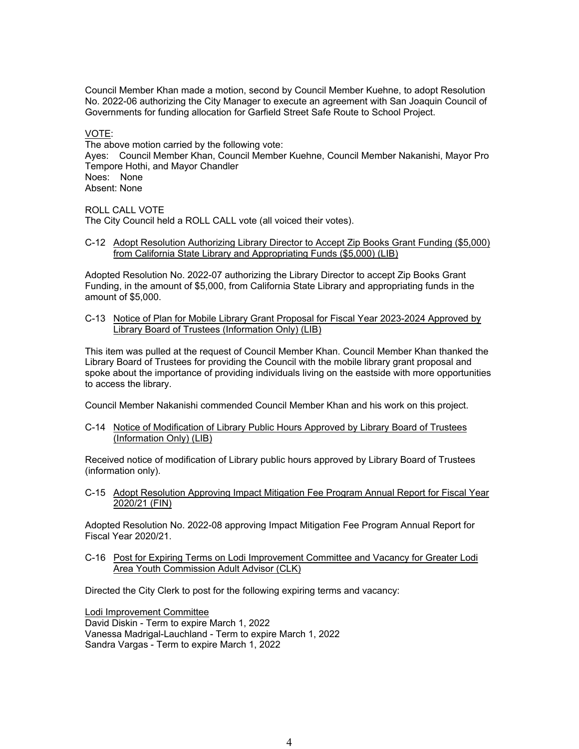Council Member Khan made a motion, second by Council Member Kuehne, to adopt Resolution No. 2022-06 authorizing the City Manager to execute an agreement with San Joaquin Council of Governments for funding allocation for Garfield Street Safe Route to School Project.

<u>VOTE</u>:
The above motion carried by the following vote:
Ayes: Council Member Khan, Council Member Kuehne, Council Member Nakanishi, Mayor Pro Tempore Hothi, and Mayor Chandler
Noes: None
Absent: None

ROLL CALL VOTE
The City Council held a ROLL CALL vote (all voiced their votes).

C-12 <u>Adopt Resolution Authorizing Library Director to Accept Zip Books Grant Funding ($5,000) from California State Library and Appropriating Funds ($5,000) (LIB)</u>

Adopted Resolution No. 2022-07 authorizing the Library Director to accept Zip Books Grant Funding, in the amount of $5,000, from California State Library and appropriating funds in the amount of $5,000.

C-13 <u>Notice of Plan for Mobile Library Grant Proposal for Fiscal Year 2023-2024 Approved by Library Board of Trustees (Information Only) (LIB)</u>

This item was pulled at the request of Council Member Khan. Council Member Khan thanked the Library Board of Trustees for providing the Council with the mobile library grant proposal and spoke about the importance of providing individuals living on the eastside with more opportunities to access the library.

Council Member Nakanishi commended Council Member Khan and his work on this project.

C-14 <u>Notice of Modification of Library Public Hours Approved by Library Board of Trustees (Information Only) (LIB)</u>

Received notice of modification of Library public hours approved by Library Board of Trustees (information only).

C-15 <u>Adopt Resolution Approving Impact Mitigation Fee Program Annual Report for Fiscal Year 2020/21 (FIN)</u>

Adopted Resolution No. 2022-08 approving Impact Mitigation Fee Program Annual Report for Fiscal Year 2020/21.

C-16 <u>Post for Expiring Terms on Lodi Improvement Committee and Vacancy for Greater Lodi Area Youth Commission Adult Advisor (CLK)</u>

Directed the City Clerk to post for the following expiring terms and vacancy:

<u>Lodi Improvement Committee</u>
David Diskin - Term to expire March 1, 2022
Vanessa Madrigal-Lauchland - Term to expire March 1, 2022
Sandra Vargas - Term to expire March 1, 2022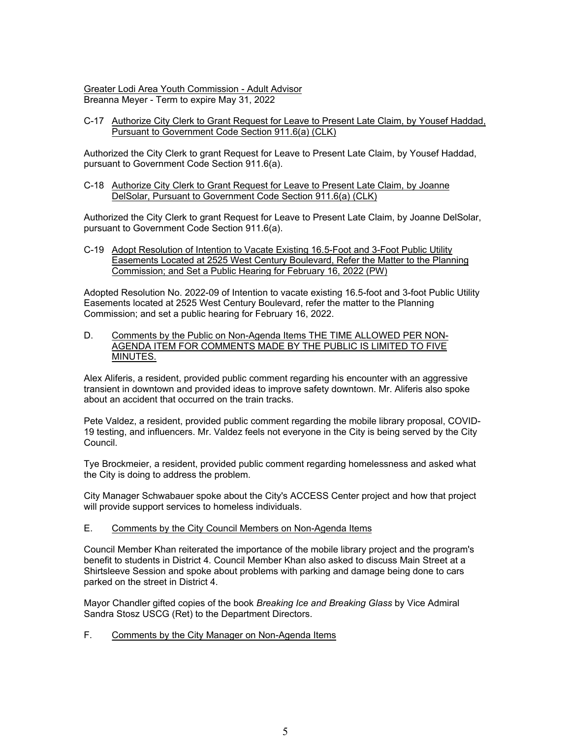Greater Lodi Area Youth Commission - Adult Advisor
Breanna Meyer - Term to expire May 31, 2022

C-17 Authorize City Clerk to Grant Request for Leave to Present Late Claim, by Yousef Haddad, Pursuant to Government Code Section 911.6(a) (CLK)

Authorized the City Clerk to grant Request for Leave to Present Late Claim, by Yousef Haddad, pursuant to Government Code Section 911.6(a).

C-18 Authorize City Clerk to Grant Request for Leave to Present Late Claim, by Joanne DelSolar, Pursuant to Government Code Section 911.6(a) (CLK)

Authorized the City Clerk to grant Request for Leave to Present Late Claim, by Joanne DelSolar, pursuant to Government Code Section 911.6(a).

C-19 Adopt Resolution of Intention to Vacate Existing 16.5-Foot and 3-Foot Public Utility Easements Located at 2525 West Century Boulevard, Refer the Matter to the Planning Commission; and Set a Public Hearing for February 16, 2022 (PW)

Adopted Resolution No. 2022-09 of Intention to vacate existing 16.5-foot and 3-foot Public Utility Easements located at 2525 West Century Boulevard, refer the matter to the Planning Commission; and set a public hearing for February 16, 2022.

D. Comments by the Public on Non-Agenda Items THE TIME ALLOWED PER NON-AGENDA ITEM FOR COMMENTS MADE BY THE PUBLIC IS LIMITED TO FIVE MINUTES.

Alex Aliferis, a resident, provided public comment regarding his encounter with an aggressive transient in downtown and provided ideas to improve safety downtown. Mr. Aliferis also spoke about an accident that occurred on the train tracks.

Pete Valdez, a resident, provided public comment regarding the mobile library proposal, COVID-19 testing, and influencers. Mr. Valdez feels not everyone in the City is being served by the City Council.

Tye Brockmeier, a resident, provided public comment regarding homelessness and asked what the City is doing to address the problem.

City Manager Schwabauer spoke about the City's ACCESS Center project and how that project will provide support services to homeless individuals.

E. Comments by the City Council Members on Non-Agenda Items

Council Member Khan reiterated the importance of the mobile library project and the program's benefit to students in District 4. Council Member Khan also asked to discuss Main Street at a Shirtsleeve Session and spoke about problems with parking and damage being done to cars parked on the street in District 4.

Mayor Chandler gifted copies of the book *Breaking Ice and Breaking Glass* by Vice Admiral Sandra Stosz USCG (Ret) to the Department Directors.

F. Comments by the City Manager on Non-Agenda Items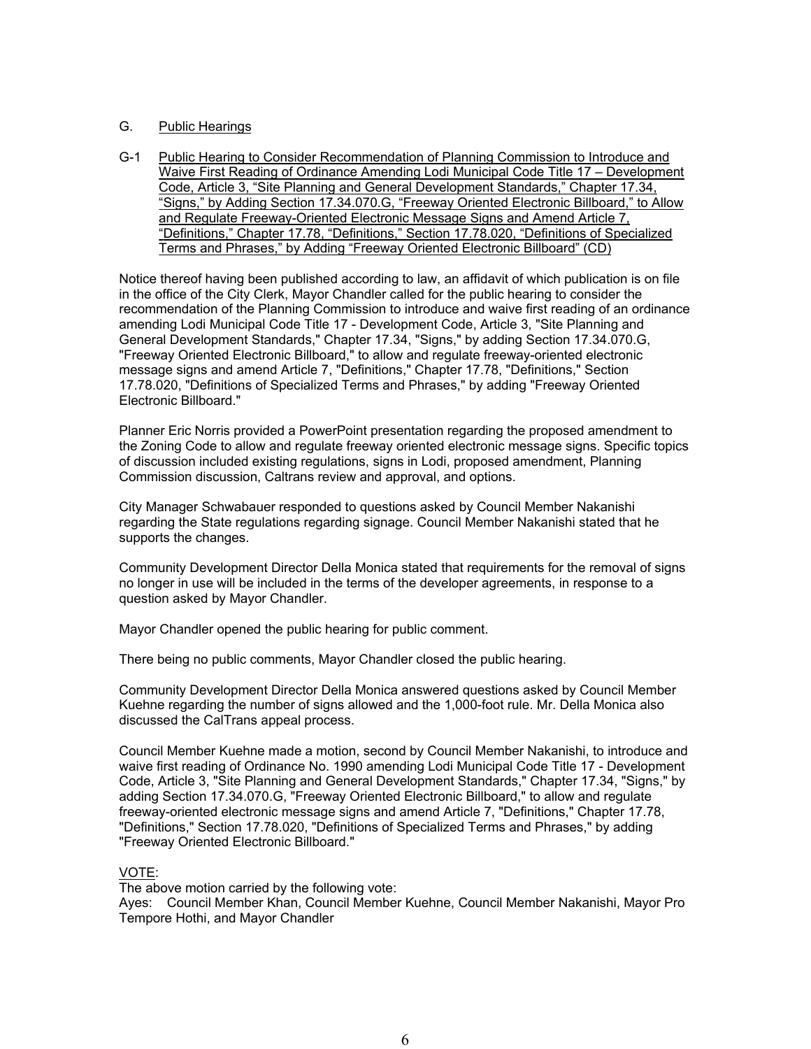G. Public Hearings

G-1 Public Hearing to Consider Recommendation of Planning Commission to Introduce and Waive First Reading of Ordinance Amending Lodi Municipal Code Title 17 – Development Code, Article 3, “Site Planning and General Development Standards,” Chapter 17.34, “Signs,” by Adding Section 17.34.070.G, “Freeway Oriented Electronic Billboard,” to Allow and Regulate Freeway-Oriented Electronic Message Signs and Amend Article 7, “Definitions,” Chapter 17.78, “Definitions,” Section 17.78.020, “Definitions of Specialized Terms and Phrases,” by Adding “Freeway Oriented Electronic Billboard” (CD)

Notice thereof having been published according to law, an affidavit of which publication is on file in the office of the City Clerk, Mayor Chandler called for the public hearing to consider the recommendation of the Planning Commission to introduce and waive first reading of an ordinance amending Lodi Municipal Code Title 17 - Development Code, Article 3, "Site Planning and General Development Standards," Chapter 17.34, "Signs," by adding Section 17.34.070.G, "Freeway Oriented Electronic Billboard," to allow and regulate freeway-oriented electronic message signs and amend Article 7, "Definitions," Chapter 17.78, "Definitions," Section 17.78.020, "Definitions of Specialized Terms and Phrases," by adding "Freeway Oriented Electronic Billboard."

Planner Eric Norris provided a PowerPoint presentation regarding the proposed amendment to the Zoning Code to allow and regulate freeway oriented electronic message signs. Specific topics of discussion included existing regulations, signs in Lodi, proposed amendment, Planning Commission discussion, Caltrans review and approval, and options.

City Manager Schwabauer responded to questions asked by Council Member Nakanishi regarding the State regulations regarding signage. Council Member Nakanishi stated that he supports the changes.

Community Development Director Della Monica stated that requirements for the removal of signs no longer in use will be included in the terms of the developer agreements, in response to a question asked by Mayor Chandler.

Mayor Chandler opened the public hearing for public comment.

There being no public comments, Mayor Chandler closed the public hearing.

Community Development Director Della Monica answered questions asked by Council Member Kuehne regarding the number of signs allowed and the 1,000-foot rule. Mr. Della Monica also discussed the CalTrans appeal process.

Council Member Kuehne made a motion, second by Council Member Nakanishi, to introduce and waive first reading of Ordinance No. 1990 amending Lodi Municipal Code Title 17 - Development Code, Article 3, "Site Planning and General Development Standards," Chapter 17.34, "Signs," by adding Section 17.34.070.G, "Freeway Oriented Electronic Billboard," to allow and regulate freeway-oriented electronic message signs and amend Article 7, "Definitions," Chapter 17.78, "Definitions," Section 17.78.020, "Definitions of Specialized Terms and Phrases," by adding "Freeway Oriented Electronic Billboard."

VOTE:
The above motion carried by the following vote:
Ayes: Council Member Khan, Council Member Kuehne, Council Member Nakanishi, Mayor Pro Tempore Hothi, and Mayor Chandler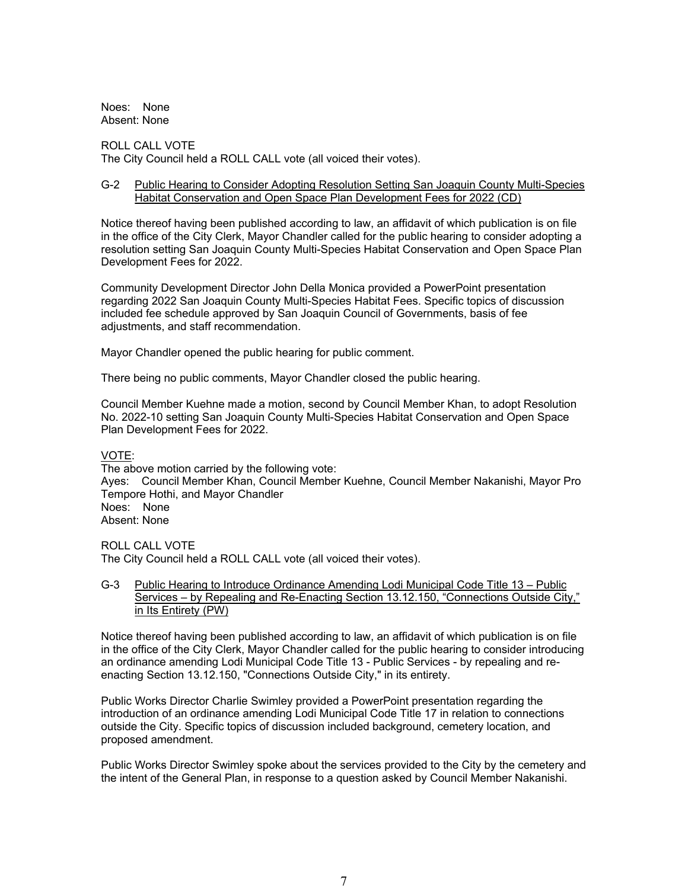Noes: None
Absent: None

ROLL CALL VOTE
The City Council held a ROLL CALL vote (all voiced their votes).

G-2 Public Hearing to Consider Adopting Resolution Setting San Joaquin County Multi-Species Habitat Conservation and Open Space Plan Development Fees for 2022 (CD)

Notice thereof having been published according to law, an affidavit of which publication is on file in the office of the City Clerk, Mayor Chandler called for the public hearing to consider adopting a resolution setting San Joaquin County Multi-Species Habitat Conservation and Open Space Plan Development Fees for 2022.

Community Development Director John Della Monica provided a PowerPoint presentation regarding 2022 San Joaquin County Multi-Species Habitat Fees. Specific topics of discussion included fee schedule approved by San Joaquin Council of Governments, basis of fee adjustments, and staff recommendation.

Mayor Chandler opened the public hearing for public comment.

There being no public comments, Mayor Chandler closed the public hearing.

Council Member Kuehne made a motion, second by Council Member Khan, to adopt Resolution No. 2022-10 setting San Joaquin County Multi-Species Habitat Conservation and Open Space Plan Development Fees for 2022.

VOTE:
The above motion carried by the following vote:
Ayes: Council Member Khan, Council Member Kuehne, Council Member Nakanishi, Mayor Pro Tempore Hothi, and Mayor Chandler
Noes: None
Absent: None

ROLL CALL VOTE
The City Council held a ROLL CALL vote (all voiced their votes).

G-3 Public Hearing to Introduce Ordinance Amending Lodi Municipal Code Title 13 – Public Services – by Repealing and Re-Enacting Section 13.12.150, "Connections Outside City," in Its Entirety (PW)

Notice thereof having been published according to law, an affidavit of which publication is on file in the office of the City Clerk, Mayor Chandler called for the public hearing to consider introducing an ordinance amending Lodi Municipal Code Title 13 - Public Services - by repealing and re-enacting Section 13.12.150, "Connections Outside City," in its entirety.

Public Works Director Charlie Swimley provided a PowerPoint presentation regarding the introduction of an ordinance amending Lodi Municipal Code Title 17 in relation to connections outside the City. Specific topics of discussion included background, cemetery location, and proposed amendment.

Public Works Director Swimley spoke about the services provided to the City by the cemetery and the intent of the General Plan, in response to a question asked by Council Member Nakanishi.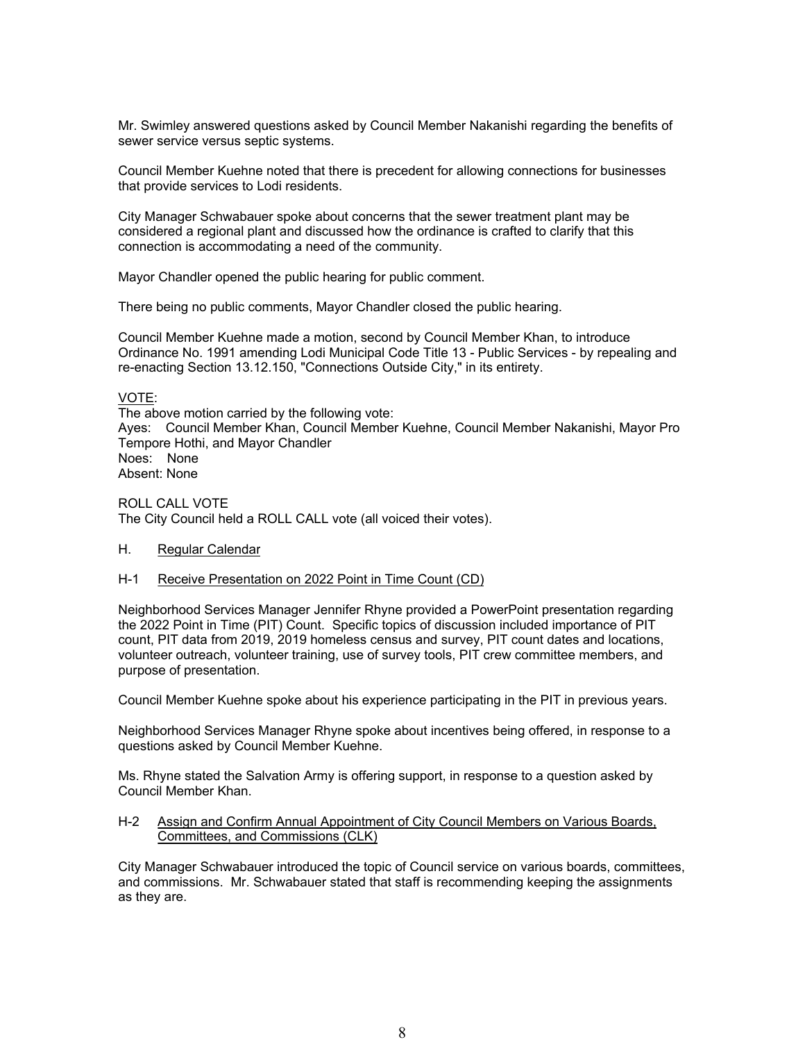Mr. Swimley answered questions asked by Council Member Nakanishi regarding the benefits of sewer service versus septic systems.

Council Member Kuehne noted that there is precedent for allowing connections for businesses that provide services to Lodi residents.

City Manager Schwabauer spoke about concerns that the sewer treatment plant may be considered a regional plant and discussed how the ordinance is crafted to clarify that this connection is accommodating a need of the community.

Mayor Chandler opened the public hearing for public comment.

There being no public comments, Mayor Chandler closed the public hearing.

Council Member Kuehne made a motion, second by Council Member Khan, to introduce Ordinance No. 1991 amending Lodi Municipal Code Title 13 - Public Services - by repealing and re-enacting Section 13.12.150, "Connections Outside City," in its entirety.

<u>VOTE</u>:
The above motion carried by the following vote:
Ayes: Council Member Khan, Council Member Kuehne, Council Member Nakanishi, Mayor Pro Tempore Hothi, and Mayor Chandler
Noes: None
Absent: None

ROLL CALL VOTE
The City Council held a ROLL CALL vote (all voiced their votes).

H. <u>Regular Calendar</u>

H-1 <u>Receive Presentation on 2022 Point in Time Count (CD)</u>

Neighborhood Services Manager Jennifer Rhyne provided a PowerPoint presentation regarding the 2022 Point in Time (PIT) Count. Specific topics of discussion included importance of PIT count, PIT data from 2019, 2019 homeless census and survey, PIT count dates and locations, volunteer outreach, volunteer training, use of survey tools, PIT crew committee members, and purpose of presentation.

Council Member Kuehne spoke about his experience participating in the PIT in previous years.

Neighborhood Services Manager Rhyne spoke about incentives being offered, in response to a questions asked by Council Member Kuehne.

Ms. Rhyne stated the Salvation Army is offering support, in response to a question asked by Council Member Khan.

H-2 <u>Assign and Confirm Annual Appointment of City Council Members on Various Boards, Committees, and Commissions (CLK)</u>

City Manager Schwabauer introduced the topic of Council service on various boards, committees, and commissions. Mr. Schwabauer stated that staff is recommending keeping the assignments as they are.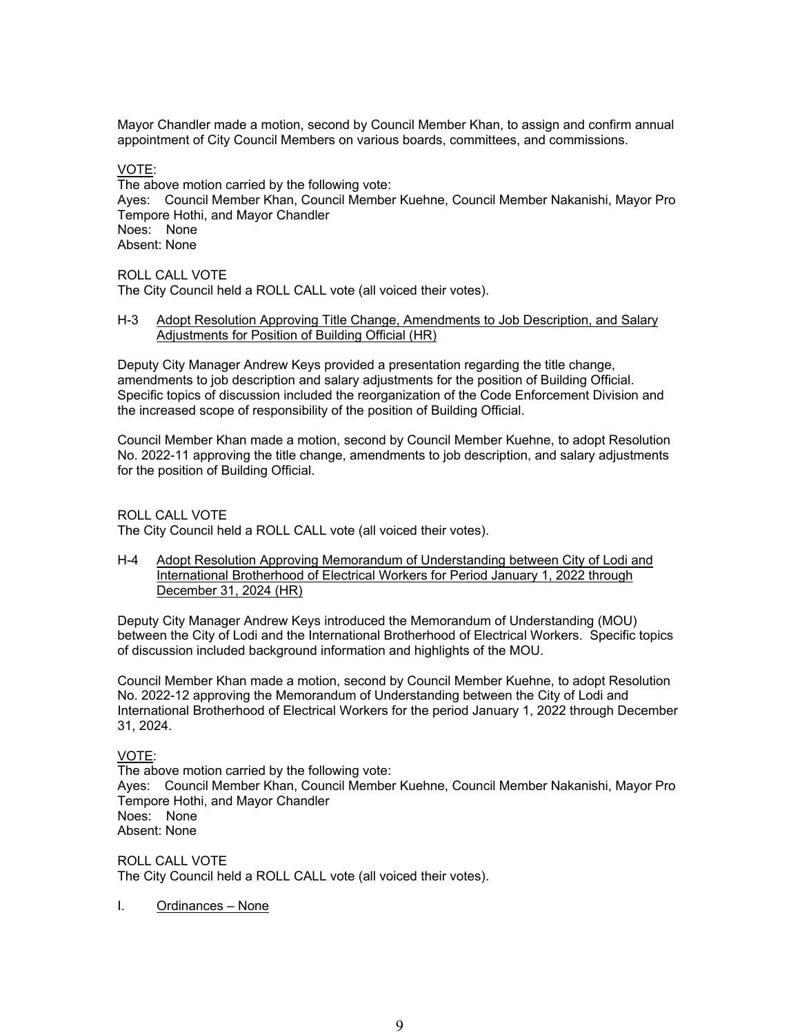Mayor Chandler made a motion, second by Council Member Khan, to assign and confirm annual appointment of City Council Members on various boards, committees, and commissions.

<u>VOTE</u>:
The above motion carried by the following vote:
Ayes: Council Member Khan, Council Member Kuehne, Council Member Nakanishi, Mayor Pro Tempore Hothi, and Mayor Chandler
Noes: None
Absent: None

ROLL CALL VOTE
The City Council held a ROLL CALL vote (all voiced their votes).

H-3 <u>Adopt Resolution Approving Title Change, Amendments to Job Description, and Salary Adjustments for Position of Building Official (HR)</u>

Deputy City Manager Andrew Keys provided a presentation regarding the title change, amendments to job description and salary adjustments for the position of Building Official. Specific topics of discussion included the reorganization of the Code Enforcement Division and the increased scope of responsibility of the position of Building Official.

Council Member Khan made a motion, second by Council Member Kuehne, to adopt Resolution No. 2022-11 approving the title change, amendments to job description, and salary adjustments for the position of Building Official.

ROLL CALL VOTE
The City Council held a ROLL CALL vote (all voiced their votes).

H-4 <u>Adopt Resolution Approving Memorandum of Understanding between City of Lodi and International Brotherhood of Electrical Workers for Period January 1, 2022 through December 31, 2024 (HR)</u>

Deputy City Manager Andrew Keys introduced the Memorandum of Understanding (MOU) between the City of Lodi and the International Brotherhood of Electrical Workers. Specific topics of discussion included background information and highlights of the MOU.

Council Member Khan made a motion, second by Council Member Kuehne, to adopt Resolution No. 2022-12 approving the Memorandum of Understanding between the City of Lodi and International Brotherhood of Electrical Workers for the period January 1, 2022 through December 31, 2024.

<u>VOTE</u>:
The above motion carried by the following vote:
Ayes: Council Member Khan, Council Member Kuehne, Council Member Nakanishi, Mayor Pro Tempore Hothi, and Mayor Chandler
Noes: None
Absent: None

ROLL CALL VOTE
The City Council held a ROLL CALL vote (all voiced their votes).

I. <u>Ordinances – None</u>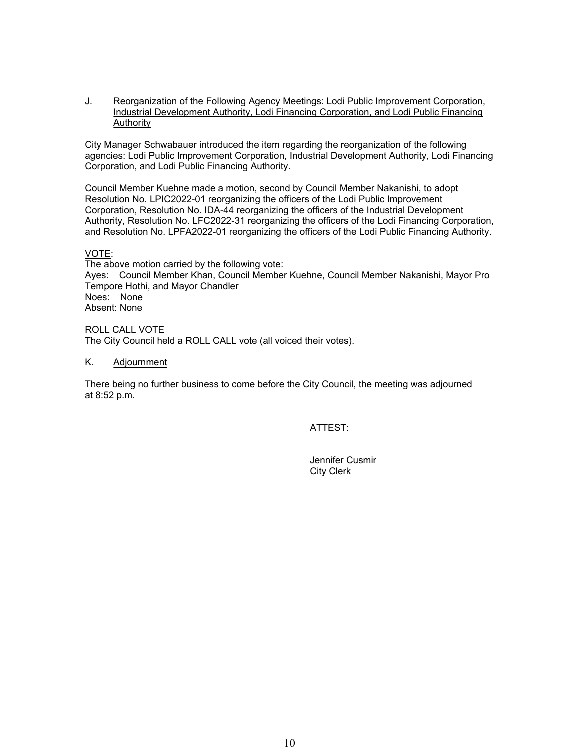J. Reorganization of the Following Agency Meetings: Lodi Public Improvement Corporation, Industrial Development Authority, Lodi Financing Corporation, and Lodi Public Financing Authority

City Manager Schwabauer introduced the item regarding the reorganization of the following agencies: Lodi Public Improvement Corporation, Industrial Development Authority, Lodi Financing Corporation, and Lodi Public Financing Authority.

Council Member Kuehne made a motion, second by Council Member Nakanishi, to adopt Resolution No. LPIC2022-01 reorganizing the officers of the Lodi Public Improvement Corporation, Resolution No. IDA-44 reorganizing the officers of the Industrial Development Authority, Resolution No. LFC2022-31 reorganizing the officers of the Lodi Financing Corporation, and Resolution No. LPFA2022-01 reorganizing the officers of the Lodi Public Financing Authority.

VOTE:
The above motion carried by the following vote:
Ayes: Council Member Khan, Council Member Kuehne, Council Member Nakanishi, Mayor Pro Tempore Hothi, and Mayor Chandler
Noes: None
Absent: None

ROLL CALL VOTE
The City Council held a ROLL CALL vote (all voiced their votes).

K. Adjournment

There being no further business to come before the City Council, the meeting was adjourned at 8:52 p.m.

ATTEST:

Jennifer Cusmir
City Clerk